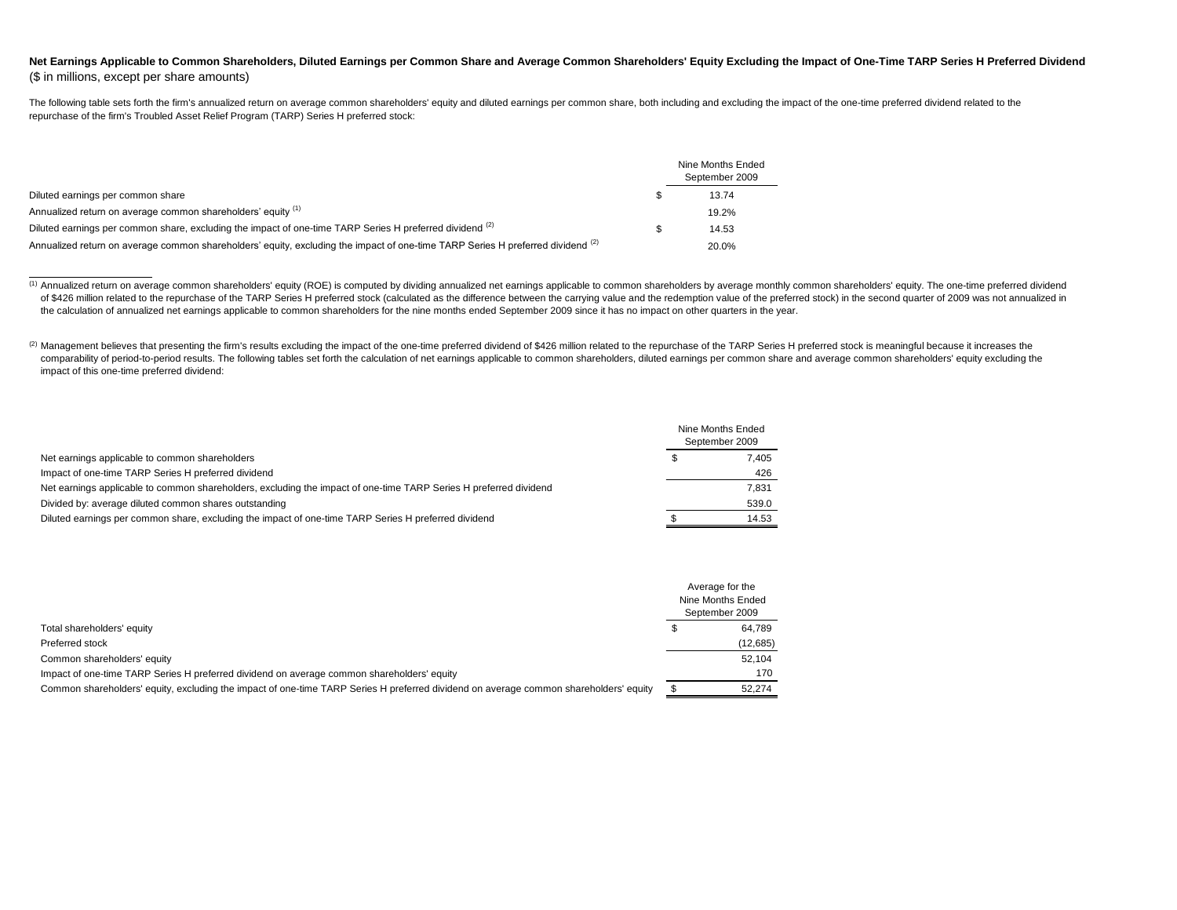**Net Earnings Applicable to Common Shareholders, Diluted Earnings per Common Share and Average Common Shareholders' Equity Excluding the Impact of One-Time TARP Series H Preferred Dividend**
($ in millions, except per share amounts)

The following table sets forth the firm's annualized return on average common shareholders' equity and diluted earnings per common share, both including and excluding the impact of the one-time preferred dividend related to the repurchase of the firm's Troubled Asset Relief Program (TARP) Series H preferred stock:

| | Nine Months Ended September 2009 |
|---|---|
| Diluted earnings per common share | $ 13.74 |
| Annualized return on average common shareholders' equity [1] | 19.2% |
| Diluted earnings per common share, excluding the impact of one-time TARP Series H preferred dividend [2] | $ 14.53 |
| Annualized return on average common shareholders' equity, excluding the impact of one-time TARP Series H preferred dividend [2] | 20.0% |

[1] Annualized return on average common shareholders' equity (ROE) is computed by dividing annualized net earnings applicable to common shareholders by average monthly common shareholders' equity. The one-time preferred dividend of $426 million related to the repurchase of the TARP Series H preferred stock (calculated as the difference between the carrying value and the redemption value of the preferred stock) in the second quarter of 2009 was not annualized in the calculation of annualized net earnings applicable to common shareholders for the nine months ended September 2009 since it has no impact on other quarters in the year.

[2] Management believes that presenting the firm's results excluding the impact of the one-time preferred dividend of $426 million related to the repurchase of the TARP Series H preferred stock is meaningful because it increases the comparability of period-to-period results. The following tables set forth the calculation of net earnings applicable to common shareholders, diluted earnings per common share and average common shareholders' equity excluding the impact of this one-time preferred dividend:

| | Nine Months Ended September 2009 |
|---|---|
| Net earnings applicable to common shareholders | $ 7,405 |
| Impact of one-time TARP Series H preferred dividend | 426 |
| Net earnings applicable to common shareholders, excluding the impact of one-time TARP Series H preferred dividend | 7,831 |
| Divided by: average diluted common shares outstanding | 539.0 |
| Diluted earnings per common share, excluding the impact of one-time TARP Series H preferred dividend | $ 14.53 |

| | Average for the Nine Months Ended September 2009 |
|---|---|
| Total shareholders' equity | $ 64,789 |
| Preferred stock | (12,685) |
| Common shareholders' equity | 52,104 |
| Impact of one-time TARP Series H preferred dividend on average common shareholders' equity | 170 |
| Common shareholders' equity, excluding the impact of one-time TARP Series H preferred dividend on average common shareholders' equity | $ 52,274 |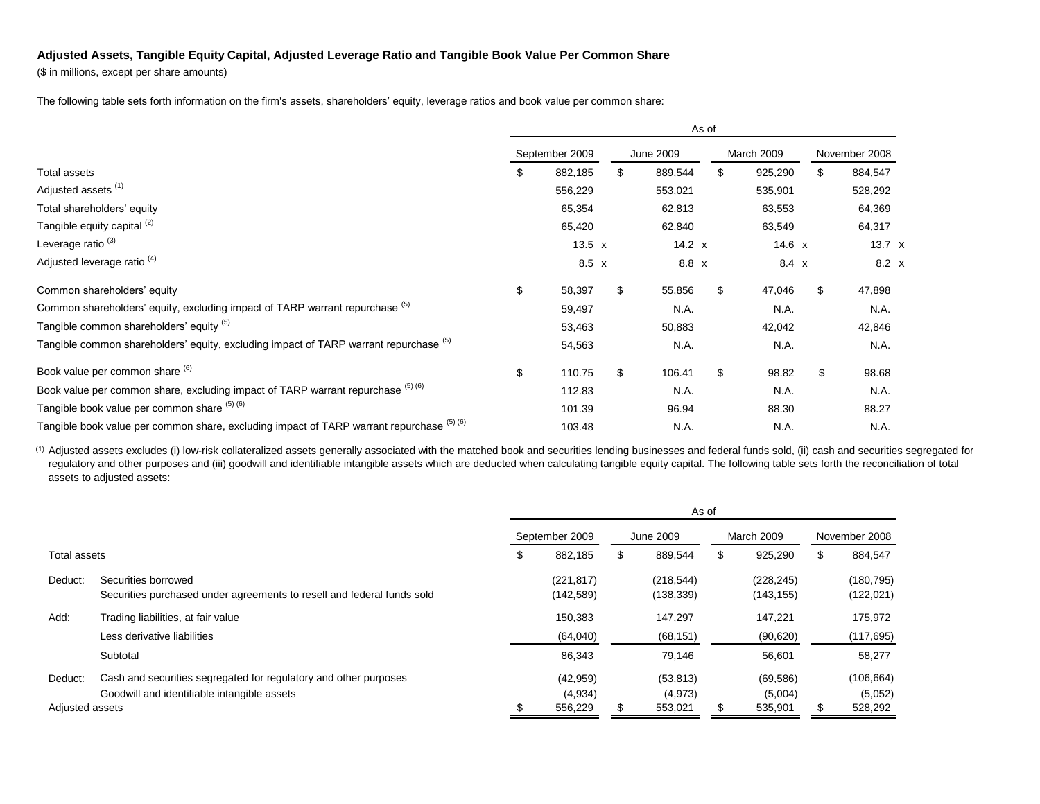## Adjusted Assets, Tangible Equity Capital, Adjusted Leverage Ratio and Tangible Book Value Per Common Share

($ in millions, except per share amounts)

The following table sets forth information on the firm's assets, shareholders' equity, leverage ratios and book value per common share:

| | As of | | | |
|---|---|---|---|---|
| | September 2009 | June 2009 | March 2009 | November 2008 |
| Total assets | $ 882,185 | $ 889,544 | $ 925,290 | $ 884,547 |
| Adjusted assets [(1)] | 556,229 | 553,021 | 535,901 | 528,292 |
| Total shareholders' equity | 65,354 | 62,813 | 63,553 | 64,369 |
| Tangible equity capital [(2)] | 65,420 | 62,840 | 63,549 | 64,317 |
| Leverage ratio [(3)] | 13.5 x | 14.2 x | 14.6 x | 13.7 x |
| Adjusted leverage ratio [(4)] | 8.5 x | 8.8 x | 8.4 x | 8.2 x |
| Common shareholders' equity | $ 58,397 | $ 55,856 | $ 47,046 | $ 47,898 |
| Common shareholders' equity, excluding impact of TARP warrant repurchase [(5)] | 59,497 | N.A. | N.A. | N.A. |
| Tangible common shareholders' equity [(5)] | 53,463 | 50,883 | 42,042 | 42,846 |
| Tangible common shareholders' equity, excluding impact of TARP warrant repurchase [(5)] | 54,563 | N.A. | N.A. | N.A. |
| Book value per common share [(6)] | $ 110.75 | $ 106.41 | $ 98.82 | $ 98.68 |
| Book value per common share, excluding impact of TARP warrant repurchase [(5) (6)] | 112.83 | N.A. | N.A. | N.A. |
| Tangible book value per common share [(5) (6)] | 101.39 | 96.94 | 88.30 | 88.27 |
| Tangible book value per common share, excluding impact of TARP warrant repurchase [(5) (6)] | 103.48 | N.A. | N.A. | N.A. |

(1) Adjusted assets excludes (i) low-risk collateralized assets generally associated with the matched book and securities lending businesses and federal funds sold, (ii) cash and securities segregated for regulatory and other purposes and (iii) goodwill and identifiable intangible assets which are deducted when calculating tangible equity capital. The following table sets forth the reconciliation of total assets to adjusted assets:

| | | As of | | | |
|---|---|---|---|---|---|
| | | September 2009 | June 2009 | March 2009 | November 2008 |
| Total assets | | $ 882,185 | $ 889,544 | $ 925,290 | $ 884,547 |
| Deduct: | Securities borrowed | (221,817) | (218,544) | (228,245) | (180,795) |
| | Securities purchased under agreements to resell and federal funds sold | (142,589) | (138,339) | (143,155) | (122,021) |
| Add: | Trading liabilities, at fair value | 150,383 | 147,297 | 147,221 | 175,972 |
| | Less derivative liabilities | (64,040) | (68,151) | (90,620) | (117,695) |
| | Subtotal | 86,343 | 79,146 | 56,601 | 58,277 |
| Deduct: | Cash and securities segregated for regulatory and other purposes | (42,959) | (53,813) | (69,586) | (106,664) |
| | Goodwill and identifiable intangible assets | (4,934) | (4,973) | (5,004) | (5,052) |
| Adjusted assets | | $ 556,229 | $ 553,021 | $ 535,901 | $ 528,292 |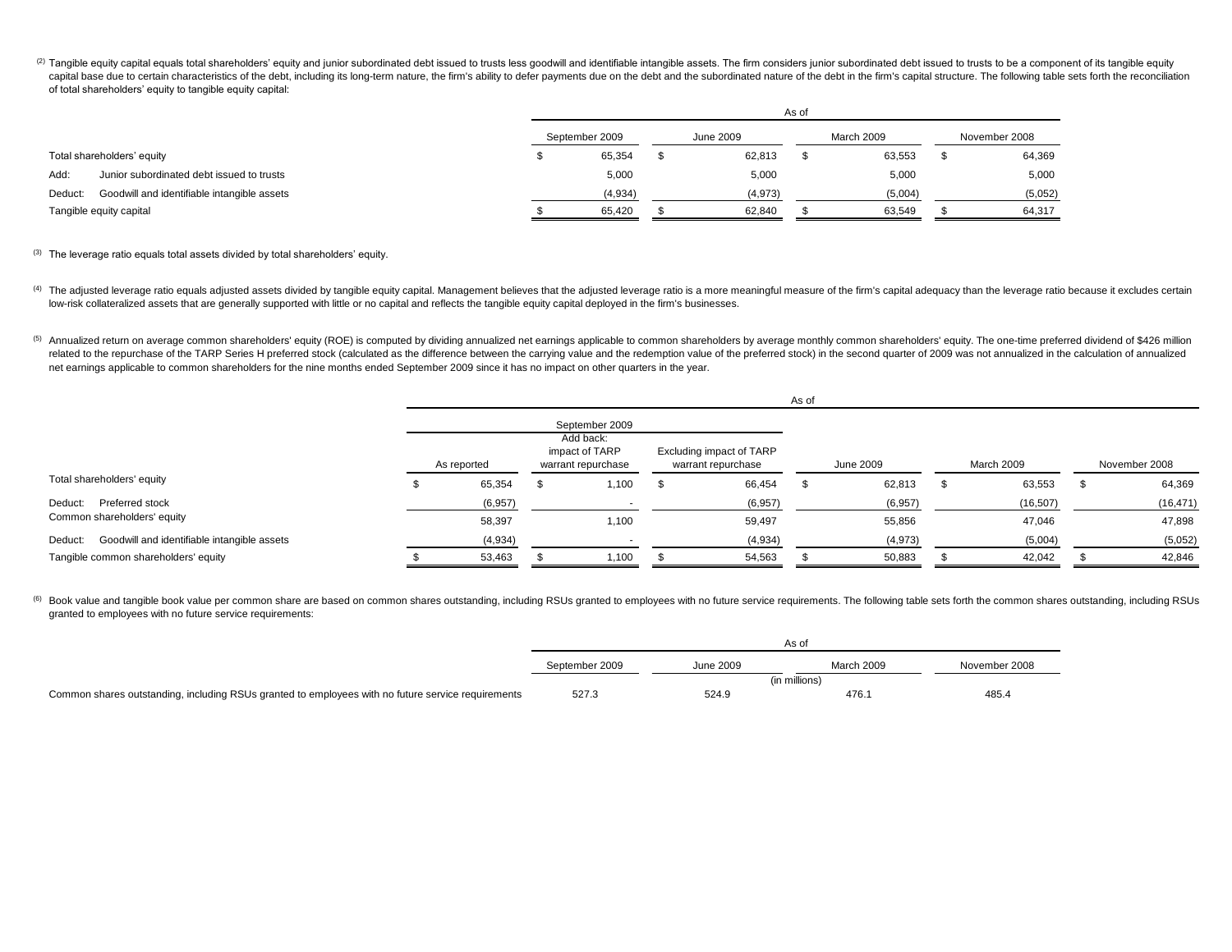[(2)] Tangible equity capital equals total shareholders' equity and junior subordinated debt issued to trusts less goodwill and identifiable intangible assets. The firm considers junior subordinated debt issued to trusts to be a component of its tangible equity capital base due to certain characteristics of the debt, including its long-term nature, the firm's ability to defer payments due on the debt and the subordinated nature of the debt in the firm's capital structure. The following table sets forth the reconciliation of total shareholders' equity to tangible equity capital:

| | As of | | | |
|---|---|---|---|---|
| | September 2009 | June 2009 | March 2009 | November 2008 |
| Total shareholders' equity | $ 65,354 | $ 62,813 | $ 63,553 | $ 64,369 |
| Add: Junior subordinated debt issued to trusts | 5,000 | 5,000 | 5,000 | 5,000 |
| Deduct: Goodwill and identifiable intangible assets | (4,934) | (4,973) | (5,004) | (5,052) |
| Tangible equity capital | $ 65,420 | $ 62,840 | $ 63,549 | $ 64,317 |

[(3)] The leverage ratio equals total assets divided by total shareholders' equity.

[(4)] The adjusted leverage ratio equals adjusted assets divided by tangible equity capital. Management believes that the adjusted leverage ratio is a more meaningful measure of the firm's capital adequacy than the leverage ratio because it excludes certain low-risk collateralized assets that are generally supported with little or no capital and reflects the tangible equity capital deployed in the firm's businesses.

[(5)] Annualized return on average common shareholders' equity (ROE) is computed by dividing annualized net earnings applicable to common shareholders by average monthly common shareholders' equity. The one-time preferred dividend of $426 million related to the repurchase of the TARP Series H preferred stock (calculated as the difference between the carrying value and the redemption value of the preferred stock) in the second quarter of 2009 was not annualized in the calculation of annualized net earnings applicable to common shareholders for the nine months ended September 2009 since it has no impact on other quarters in the year.

| | As of | | | | | |
|---|---|---|---|---|---|---|
| | September 2009 | | | | | |
| | As reported | Add back: impact of TARP warrant repurchase | Excluding impact of TARP warrant repurchase | June 2009 | March 2009 | November 2008 |
| Total shareholders' equity | $ 65,354 | $ 1,100 | $ 66,454 | $ 62,813 | $ 63,553 | $ 64,369 |
| Deduct: Preferred stock | (6,957) | - | (6,957) | (6,957) | (16,507) | (16,471) |
| Common shareholders' equity | 58,397 | 1,100 | 59,497 | 55,856 | 47,046 | 47,898 |
| Deduct: Goodwill and identifiable intangible assets | (4,934) | - | (4,934) | (4,973) | (5,004) | (5,052) |
| Tangible common shareholders' equity | $ 53,463 | $ 1,100 | $ 54,563 | $ 50,883 | $ 42,042 | $ 42,846 |

[(6)] Book value and tangible book value per common share are based on common shares outstanding, including RSUs granted to employees with no future service requirements. The following table sets forth the common shares outstanding, including RSUs granted to employees with no future service requirements:

| | As of | | | |
|---|---|---|---|---|
| | September 2009 | June 2009 | March 2009 | November 2008 |
| | (in millions) | | | |
| Common shares outstanding, including RSUs granted to employees with no future service requirements | 527.3 | 524.9 | 476.1 | 485.4 |